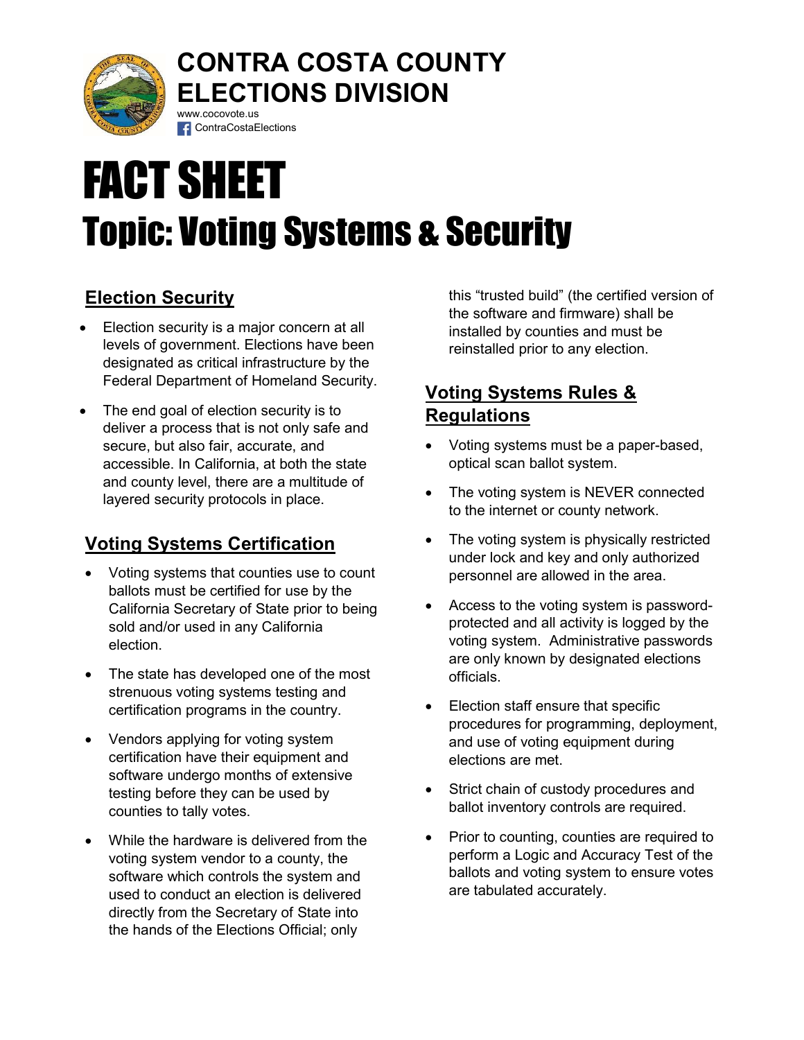# CONTRA COSTA COUNTY ELECTIONS DIVISION

www.cocovote.us

ContraCostaElections

# FACT SHEET

# Topic: Voting Systems & Security

## Election Security

- Election security is a major concern at all levels of government. Elections have been designated as critical infrastructure by the Federal Department of Homeland Security.
- The end goal of election security is to deliver a process that is not only safe and secure, but also fair, accurate, and accessible. In California, at both the state and county level, there are a multitude of layered security protocols in place.

## Voting Systems Certification

- Voting systems that counties use to count ballots must be certified for use by the California Secretary of State prior to being sold and/or used in any California election.
- The state has developed one of the most strenuous voting systems testing and certification programs in the country.
- Vendors applying for voting system certification have their equipment and software undergo months of extensive testing before they can be used by counties to tally votes.
- While the hardware is delivered from the voting system vendor to a county, the software which controls the system and used to conduct an election is delivered directly from the Secretary of State into the hands of the Elections Official; only this "trusted build" (the certified version of the software and firmware) shall be installed by counties and must be reinstalled prior to any election.

## Voting Systems Rules & Regulations

- Voting systems must be a paper-based, optical scan ballot system.
- The voting system is NEVER connected to the internet or county network.
- The voting system is physically restricted under lock and key and only authorized personnel are allowed in the area.
- Access to the voting system is password-protected and all activity is logged by the voting system. Administrative passwords are only known by designated elections officials.
- Election staff ensure that specific procedures for programming, deployment, and use of voting equipment during elections are met.
- Strict chain of custody procedures and ballot inventory controls are required.
- Prior to counting, counties are required to perform a Logic and Accuracy Test of the ballots and voting system to ensure votes are tabulated accurately.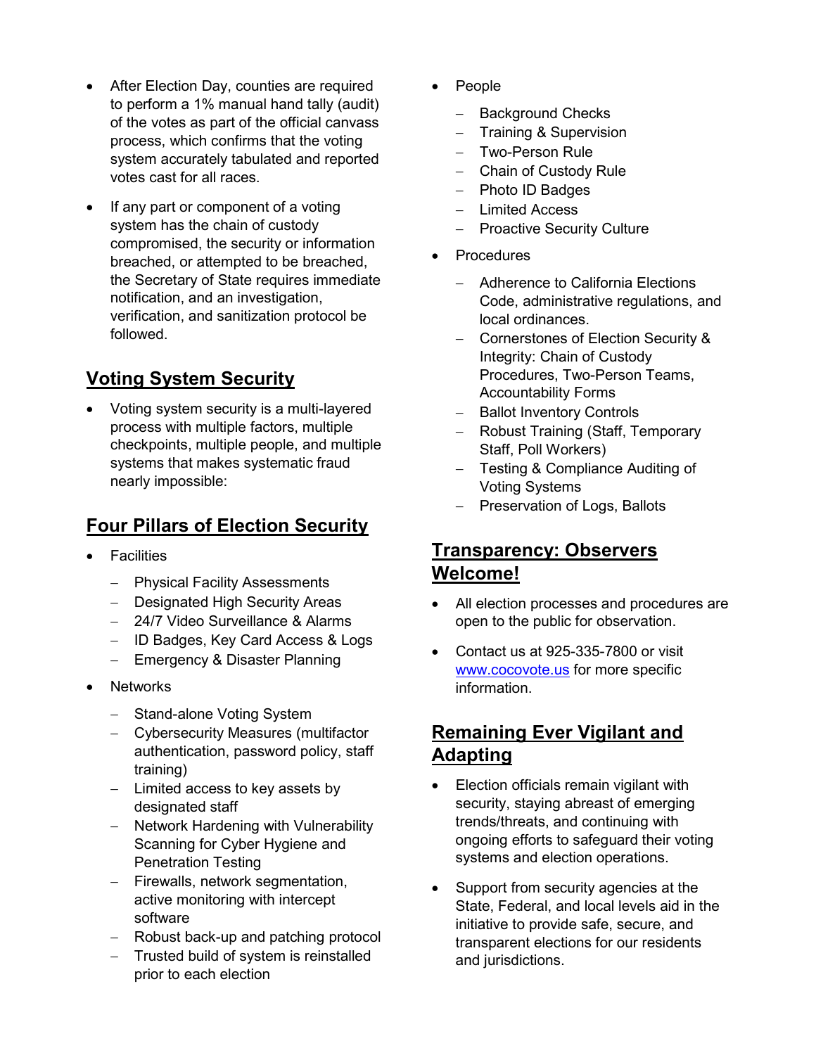- After Election Day, counties are required to perform a 1% manual hand tally (audit) of the votes as part of the official canvass process, which confirms that the voting system accurately tabulated and reported votes cast for all races.
- If any part or component of a voting system has the chain of custody compromised, the security or information breached, or attempted to be breached, the Secretary of State requires immediate notification, and an investigation, verification, and sanitization protocol be followed.

## Voting System Security

- Voting system security is a multi-layered process with multiple factors, multiple checkpoints, multiple people, and multiple systems that makes systematic fraud nearly impossible:

## Four Pillars of Election Security

- Facilities
  - Physical Facility Assessments
  - Designated High Security Areas
  - 24/7 Video Surveillance & Alarms
  - ID Badges, Key Card Access & Logs
  - Emergency & Disaster Planning
- Networks
  - Stand-alone Voting System
  - Cybersecurity Measures (multifactor authentication, password policy, staff training)
  - Limited access to key assets by designated staff
  - Network Hardening with Vulnerability Scanning for Cyber Hygiene and Penetration Testing
  - Firewalls, network segmentation, active monitoring with intercept software
  - Robust back-up and patching protocol
  - Trusted build of system is reinstalled prior to each election
- People
  - Background Checks
  - Training & Supervision
  - Two-Person Rule
  - Chain of Custody Rule
  - Photo ID Badges
  - Limited Access
  - Proactive Security Culture
- Procedures
  - Adherence to California Elections Code, administrative regulations, and local ordinances.
  - Cornerstones of Election Security & Integrity: Chain of Custody Procedures, Two-Person Teams, Accountability Forms
  - Ballot Inventory Controls
  - Robust Training (Staff, Temporary Staff, Poll Workers)
  - Testing & Compliance Auditing of Voting Systems
  - Preservation of Logs, Ballots

## Transparency: Observers Welcome!

- All election processes and procedures are open to the public for observation.
- Contact us at 925-335-7800 or visit www.cocovote.us for more specific information.

## Remaining Ever Vigilant and Adapting

- Election officials remain vigilant with security, staying abreast of emerging trends/threats, and continuing with ongoing efforts to safeguard their voting systems and election operations.
- Support from security agencies at the State, Federal, and local levels aid in the initiative to provide safe, secure, and transparent elections for our residents and jurisdictions.